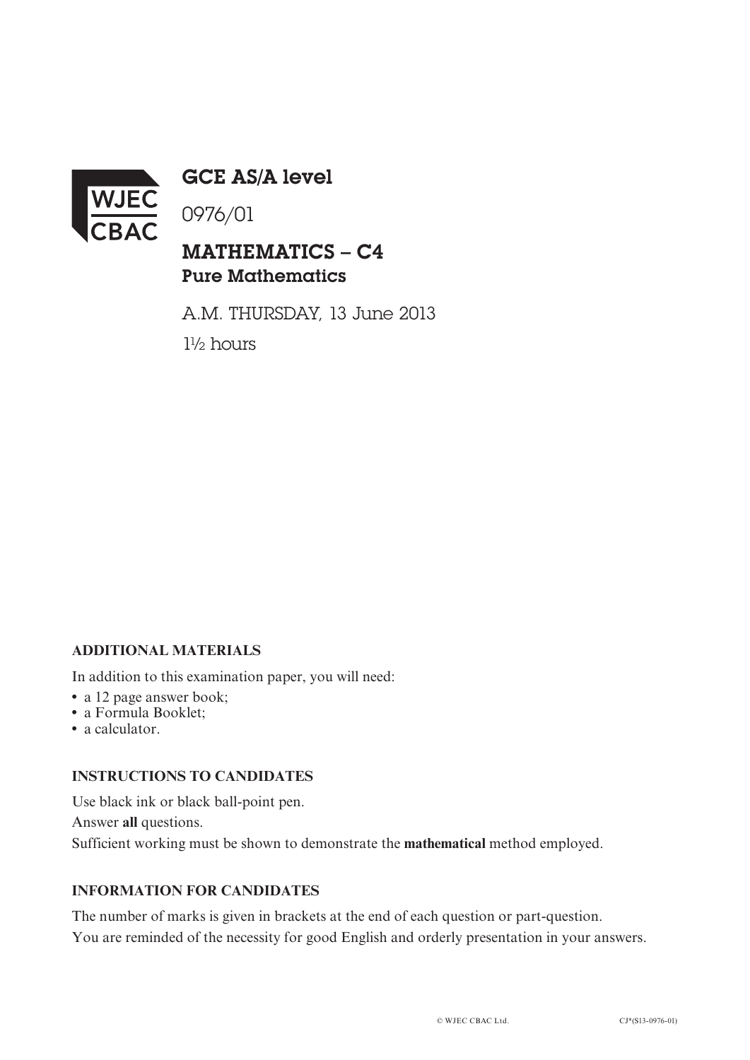# GCE AS/A level

0976/01

## MATHEMATICS – C4

### Pure Mathematics

A.M. THURSDAY, 13 June 2013

$1\frac{1}{2}$ hours

**ADDITIONAL MATERIALS**

In addition to this examination paper, you will need:

- a 12 page answer book;
- a Formula Booklet;
- a calculator.

**INSTRUCTIONS TO CANDIDATES**

Use black ink or black ball-point pen.

Answer **all** questions.

Sufficient working must be shown to demonstrate the **mathematical** method employed.

**INFORMATION FOR CANDIDATES**

The number of marks is given in brackets at the end of each question or part-question.

You are reminded of the necessity for good English and orderly presentation in your answers.

© WJEC CBAC Ltd. CJ*(S13-0976-01)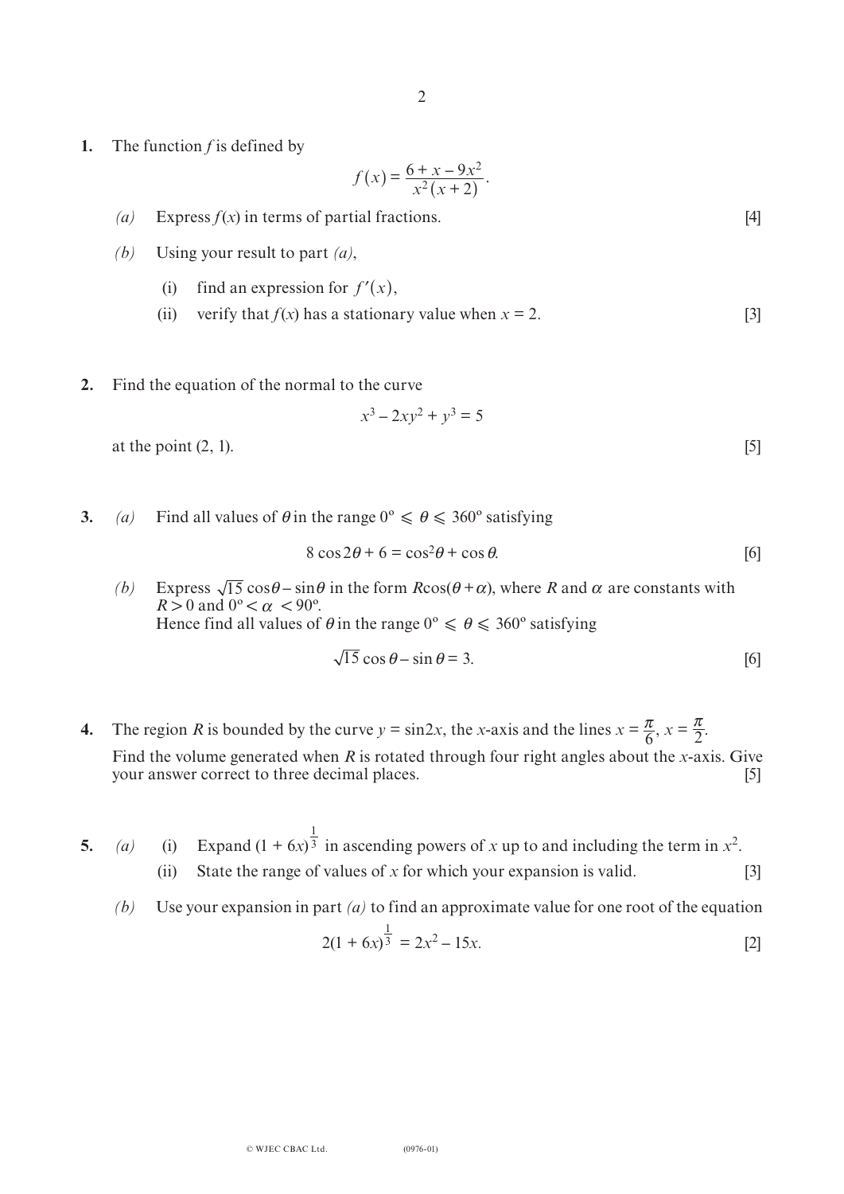**1.** The function $f$ is defined by

$$f(x) = \frac{6 + x - 9x^2}{x^2(x+2)}.$$

*(a)* Express $f(x)$ in terms of partial fractions. [4]

*(b)* Using your result to part *(a)*,

(i) find an expression for $f'(x)$,

(ii) verify that $f(x)$ has a stationary value when $x = 2$. [3]

**2.** Find the equation of the normal to the curve

$$x^3 - 2xy^2 + y^3 = 5$$

at the point (2, 1). [5]

**3.** *(a)* Find all values of $\theta$ in the range $0^\circ \leqslant \theta \leqslant 360^\circ$ satisfying

$$8\cos 2\theta + 6 = \cos^2\theta + \cos\theta.$$ [6]

*(b)* Express $\sqrt{15}\cos\theta - \sin\theta$ in the form $R\cos(\theta + \alpha)$, where $R$ and $\alpha$ are constants with $R > 0$ and $0^\circ < \alpha < 90^\circ$.
Hence find all values of $\theta$ in the range $0^\circ \leqslant \theta \leqslant 360^\circ$ satisfying

$$\sqrt{15}\cos\theta - \sin\theta = 3.$$ [6]

**4.** The region $R$ is bounded by the curve $y = \sin 2x$, the $x$-axis and the lines $x = \frac{\pi}{6}$, $x = \frac{\pi}{2}$.
Find the volume generated when $R$ is rotated through four right angles about the $x$-axis. Give your answer correct to three decimal places. [5]

**5.** *(a)* (i) Expand $(1 + 6x)^{\frac{1}{3}}$ in ascending powers of $x$ up to and including the term in $x^2$.

(ii) State the range of values of $x$ for which your expansion is valid. [3]

*(b)* Use your expansion in part *(a)* to find an approximate value for one root of the equation

$$2(1 + 6x)^{\frac{1}{3}} = 2x^2 - 15x.$$ [2]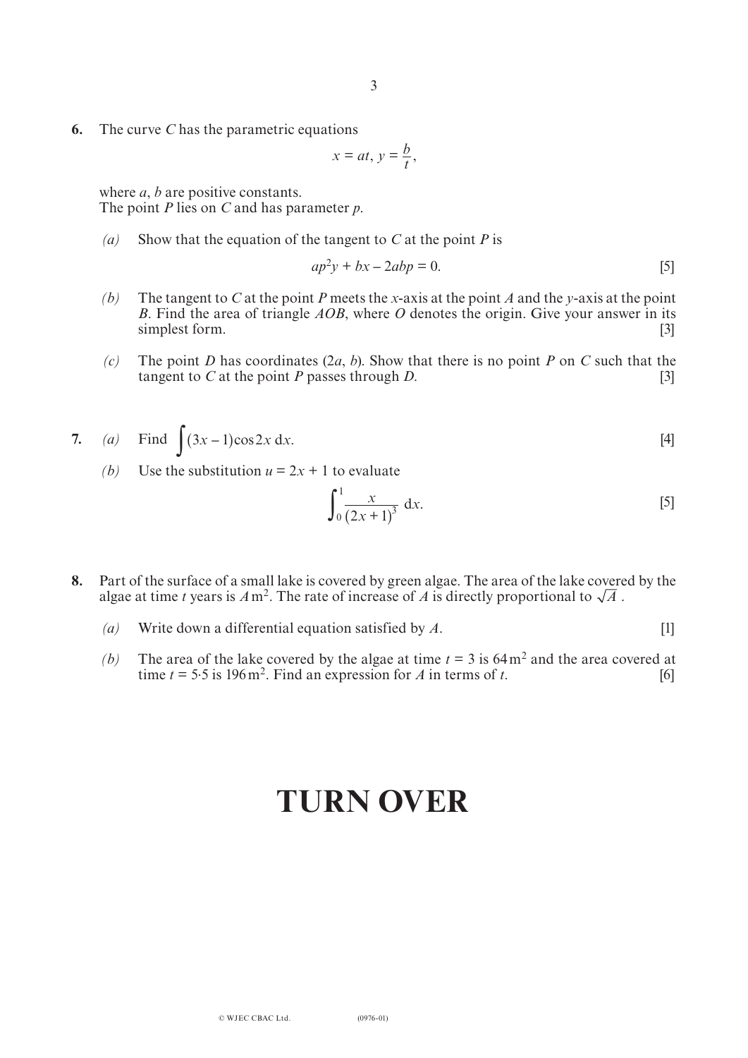**6.** The curve *C* has the parametric equations

$$x = at, \; y = \frac{b}{t},$$

where *a*, *b* are positive constants.
The point *P* lies on *C* and has parameter *p*.

*(a)* Show that the equation of the tangent to *C* at the point *P* is

$$ap^2y + bx - 2abp = 0. \qquad [5]$$

*(b)* The tangent to *C* at the point *P* meets the *x*-axis at the point *A* and the *y*-axis at the point *B*. Find the area of triangle *AOB*, where *O* denotes the origin. Give your answer in its simplest form. [3]

*(c)* The point *D* has coordinates $(2a, b)$. Show that there is no point *P* on *C* such that the tangent to *C* at the point *P* passes through *D*. [3]

**7.** *(a)* Find $\int (3x - 1)\cos 2x \, dx$. [4]

*(b)* Use the substitution $u = 2x + 1$ to evaluate

$$\int_0^1 \frac{x}{(2x+1)^3} \, dx. \qquad [5]$$

**8.** Part of the surface of a small lake is covered by green algae. The area of the lake covered by the algae at time *t* years is $A\,\text{m}^2$. The rate of increase of *A* is directly proportional to $\sqrt{A}$.

*(a)* Write down a differential equation satisfied by *A*. [1]

*(b)* The area of the lake covered by the algae at time $t = 3$ is $64\,\text{m}^2$ and the area covered at time $t = 5{\cdot}5$ is $196\,\text{m}^2$. Find an expression for *A* in terms of *t*. [6]

# TURN OVER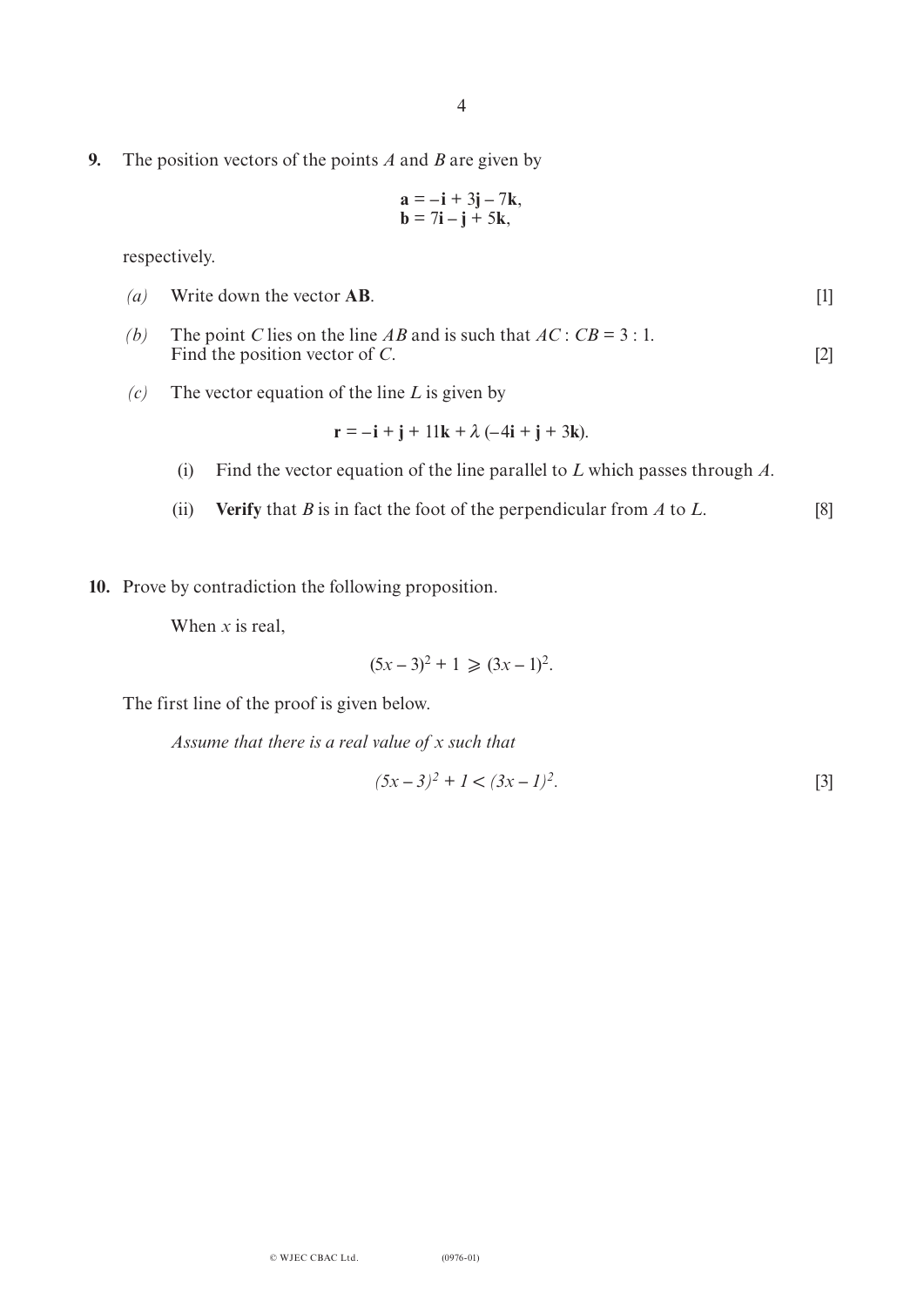**9.** The position vectors of the points $A$ and $B$ are given by

$$\mathbf{a} = -\mathbf{i} + 3\mathbf{j} - 7\mathbf{k},$$
$$\mathbf{b} = 7\mathbf{i} - \mathbf{j} + 5\mathbf{k},$$

respectively.

*(a)* Write down the vector **AB**. [1]

*(b)* The point $C$ lies on the line $AB$ and is such that $AC : CB = 3 : 1$. Find the position vector of $C$. [2]

*(c)* The vector equation of the line $L$ is given by

$$\mathbf{r} = -\mathbf{i} + \mathbf{j} + 11\mathbf{k} + \lambda(-4\mathbf{i} + \mathbf{j} + 3\mathbf{k}).$$

(i) Find the vector equation of the line parallel to $L$ which passes through $A$.

(ii) **Verify** that $B$ is in fact the foot of the perpendicular from $A$ to $L$. [8]

**10.** Prove by contradiction the following proposition.

When $x$ is real,

$$(5x - 3)^2 + 1 \geqslant (3x - 1)^2.$$

The first line of the proof is given below.

*Assume that there is a real value of x such that*

$$(5x - 3)^2 + 1 < (3x - 1)^2.$$ [3]